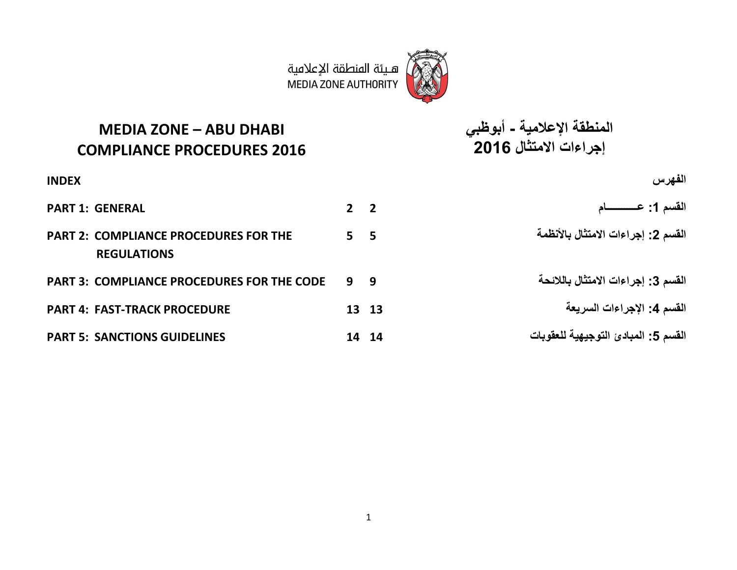هـيئة المنطقة الإعلامية
MEDIA ZONE AUTHORITY

# MEDIA ZONE – ABU DHABI
# COMPLIANCE PROCEDURES 2016

# المنطقة الإعلامية - أبوظبي
# إجراءات الامتثال 2016

| INDEX | | | الفهرس |
|---|---|---|---|
| PART 1: GENERAL | 2 | 2 | القسم 1: عـــــــــام |
| PART 2: COMPLIANCE PROCEDURES FOR THE REGULATIONS | 5 | 5 | القسم 2: إجراءات الامتثال بالأنظمة |
| PART 3: COMPLIANCE PROCEDURES FOR THE CODE | 9 | 9 | القسم 3: إجراءات الامتثال باللائحة |
| PART 4: FAST-TRACK PROCEDURE | 13 | 13 | القسم 4: الإجراءات السريعة |
| PART 5: SANCTIONS GUIDELINES | 14 | 14 | القسم 5: المبادئ التوجيهية للعقوبات |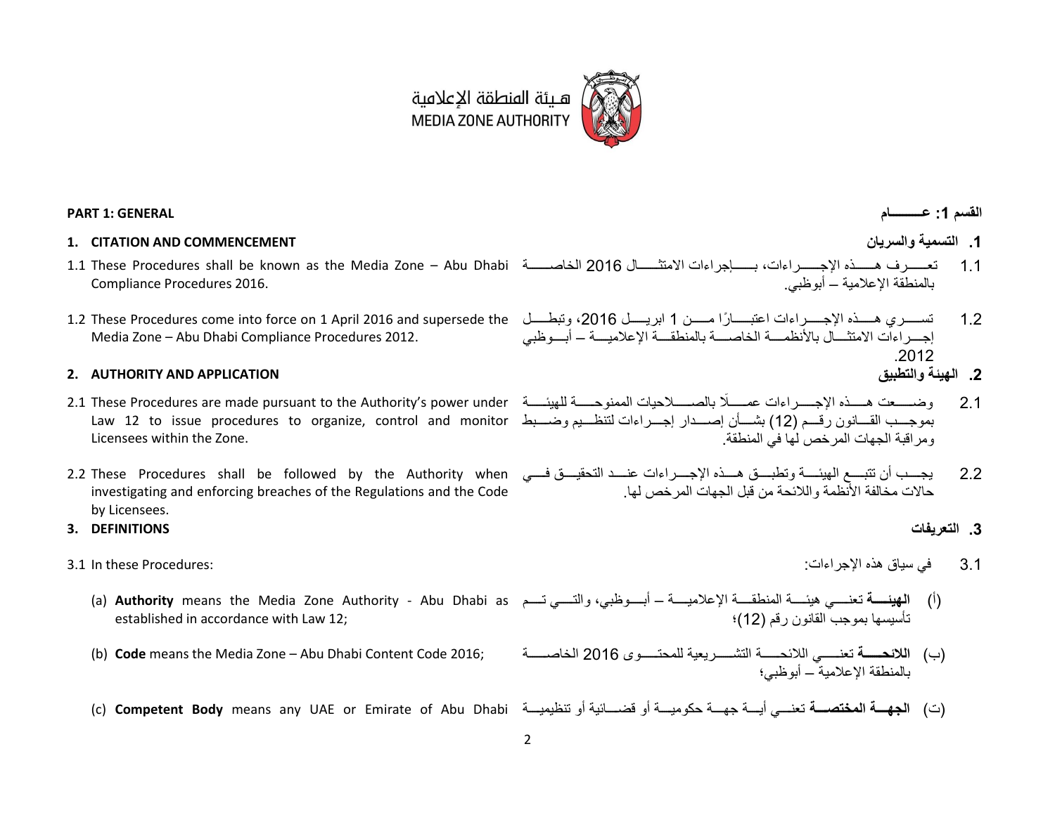هيئة المنطقة الإعلامية
MEDIA ZONE AUTHORITY

## PART 1: GENERAL

## القسم 1: عـــــــام

### 1. CITATION AND COMMENCEMENT

### 1. التسمية والسريان

1.1 These Procedures shall be known as the Media Zone – Abu Dhabi Compliance Procedures 2016.

1.1 تعــــرف هــــذه الإجــــراءات، بـــــإجراءات الامتثــــال 2016 الخاصــــة بالمنطقة الإعلامية – أبوظبي.

1.2 These Procedures come into force on 1 April 2016 and supersede the Media Zone – Abu Dhabi Compliance Procedures 2012.

1.2 تســــري هــــذه الإجــــراءات اعتبــــارًا مــــن 1 ابريــــل 2016، وتبطــــل إجــــراءات الامتثــــال بالأنظمــــة الخاصــــة بالمنطقــــة الإعلاميــــة – أبــــوظبي 2012.

### 2. AUTHORITY AND APPLICATION

### 2. الهيئة والتطبيق

2.1 These Procedures are made pursuant to the Authority's power under Law 12 to issue procedures to organize, control and monitor Licensees within the Zone.

2.1 وضــــعت هــــذه الإجــــراءات عمــــلًا بالصــــلاحيات الممنوحــــة للهيئــــة بموجــــب القــــانون رقــــم (12) بشــــأن إصــــدار إجــــراءات لتنظــــيم وضــــبط ومراقبة الجهات المرخص لها في المنطقة.

2.2 These Procedures shall be followed by the Authority when investigating and enforcing breaches of the Regulations and the Code by Licensees.

2.2 يجــــب أن تتبــــع الهيئــــة وتطبــــق هــــذه الإجــــراءات عنــــد التحقيــــق فــــي حالات مخالفة الأنظمة واللائحة من قبل الجهات المرخص لها.

### 3. DEFINITIONS

### 3. التعريفات

3.1 In these Procedures:

3.1 في سياق هذه الإجراءات:

(a) **Authority** means the Media Zone Authority - Abu Dhabi as established in accordance with Law 12;

(أ) **الهيئــــة** تعنــــي هيئــــة المنطقــــة الإعلاميــــة – أبــــوظبي، والتــــي تــــم تأسيسها بموجب القانون رقم (12)؛

(b) **Code** means the Media Zone – Abu Dhabi Content Code 2016;

(ب) **اللائحــــة** تعنــــي اللائحــــة التشــــريعية للمحتــــوى 2016 الخاصــــة بالمنطقة الإعلامية – أبوظبي؛

(c) **Competent Body** means any UAE or Emirate of Abu Dhabi

(ت) **الجهــــة المختصــــة** تعنــــي أيــــة جهــــة حكوميــــة أو قضــــائية أو تنظيميــــة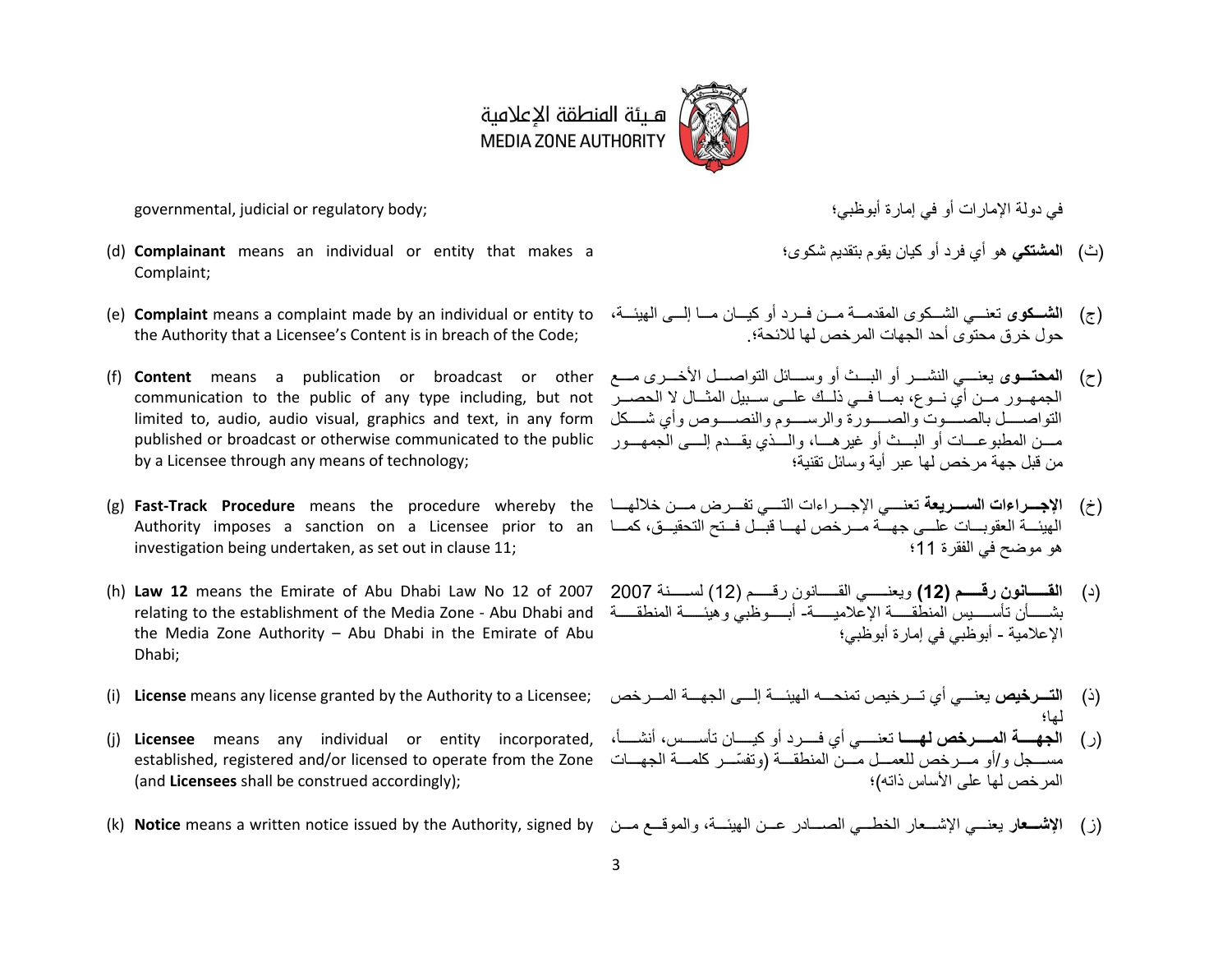governmental, judicial or regulatory body;

في دولة الإمارات أو في إمارة أبوظبي؛

(d) **Complainant** means an individual or entity that makes a Complaint;

(ث) **المشتكي** هو أي فرد أو كيان يقوم بتقديم شكوى؛

(e) **Complaint** means a complaint made by an individual or entity to the Authority that a Licensee's Content is in breach of the Code;

(ج) **الشكوى** تعني الشكوى المقدمة من فرد أو كيان ما إلى الهيئة، حول خرق محتوى أحد الجهات المرخص لها للائحة؛

(f) **Content** means a publication or broadcast or other communication to the public of any type including, but not limited to, audio, audio visual, graphics and text, in any form published or broadcast or otherwise communicated to the public by a Licensee through any means of technology;

(ح) **المحتوى** يعني النشر أو البث أو وسائل التواصل الأخرى مع الجمهور من أي نوع، بما في ذلك على سبيل المثال لا الحصر التواصل بالصوت والصورة والرسوم والنصوص وأي شكل من المطبوعات أو البث أو غيرها، والذي يقدم إلى الجمهور من قبل جهة مرخص لها عبر أية وسائل تقنية؛

(g) **Fast-Track Procedure** means the procedure whereby the Authority imposes a sanction on a Licensee prior to an investigation being undertaken, as set out in clause 11;

(خ) **الإجراءات السريعة** تعني الإجراءات التي تفرض من خلالها الهيئة العقوبات على جهة مرخص لها قبل فتح التحقيق، كما هو موضح في الفقرة 11؛

(h) **Law 12** means the Emirate of Abu Dhabi Law No 12 of 2007 relating to the establishment of the Media Zone - Abu Dhabi and the Media Zone Authority – Abu Dhabi in the Emirate of Abu Dhabi;

(د) **القانون رقم (12)** ويعني القانون رقم (12) لسنة 2007 بشأن تأسيس المنطقة الإعلامية- أبوظبي وهيئة المنطقة الإعلامية - أبوظبي في إمارة أبوظبي؛

(i) **License** means any license granted by the Authority to a Licensee;

(ذ) **الترخيص** يعني أي ترخيص تمنحه الهيئة إلى الجهة المرخص لها؛

(j) **Licensee** means any individual or entity incorporated, established, registered and/or licensed to operate from the Zone (and **Licensees** shall be construed accordingly);

(ر) **الجهة المرخص لها** تعني أي فرد أو كيان تأسس، أنشأ، مسجل و/أو مرخص للعمل من المنطقة (وتفسّر كلمة الجهات المرخص لها على الأساس ذاته)؛

(k) **Notice** means a written notice issued by the Authority, signed by

(ز) **الإشعار** يعني الإشعار الخطي الصادر عن الهيئة، والموقع من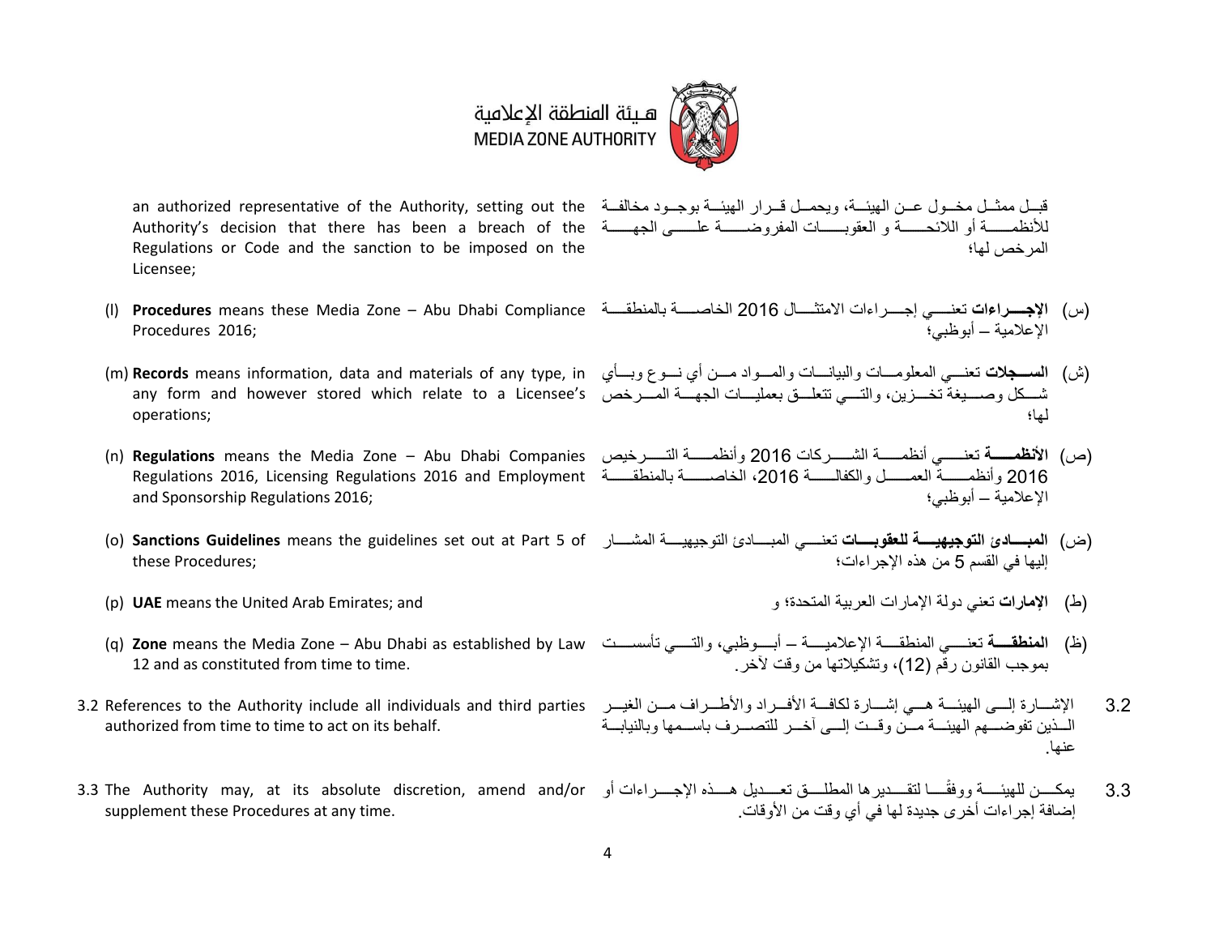an authorized representative of the Authority, setting out the Authority's decision that there has been a breach of the Regulations or Code and the sanction to be imposed on the Licensee;

قبل ممثل مخول عن الهيئة، ويحمل قرار الهيئة بوجود مخالفة للأنظمة أو اللائحة و العقوبات المفروضة على الجهة المرخص لها؛

(l) **Procedures** means these Media Zone – Abu Dhabi Compliance Procedures 2016;

(س) **الإجراءات** تعني إجراءات الامتثال 2016 الخاصة بالمنطقة الإعلامية – أبوظبي؛

(m) **Records** means information, data and materials of any type, in any form and however stored which relate to a Licensee's operations;

(ش) **السجلات** تعني المعلومات والبيانات والمواد من أي نوع وبأي شكل وصيغة تخزين، والتي تتعلق بعمليات الجهة المرخص لها؛

(n) **Regulations** means the Media Zone – Abu Dhabi Companies Regulations 2016, Licensing Regulations 2016 and Employment and Sponsorship Regulations 2016;

(ص) **الأنظمة** تعني أنظمة الشركات 2016 وأنظمة الترخيص 2016 وأنظمة العمل والكفالة 2016، الخاصة بالمنطقة الإعلامية – أبوظبي؛

(o) **Sanctions Guidelines** means the guidelines set out at Part 5 of these Procedures;

(ض) **المبادئ التوجيهية للعقوبات** تعني المبادئ التوجيهية المشار إليها في القسم 5 من هذه الإجراءات؛

(p) **UAE** means the United Arab Emirates; and

(ط) **الإمارات** تعني دولة الإمارات العربية المتحدة؛ و

(q) **Zone** means the Media Zone – Abu Dhabi as established by Law 12 and as constituted from time to time.

(ظ) **المنطقة** تعني المنطقة الإعلامية – أبوظبي، والتي تأسست بموجب القانون رقم (12)، وتشكيلاتها من وقت لآخر.

3.2 References to the Authority include all individuals and third parties authorized from time to time to act on its behalf.

3.2 الإشارة إلى الهيئة هي إشارة لكافة الأفراد والأطراف من الغير الذين تفوضهم الهيئة من وقت إلى آخر للتصرف باسمها وبالنيابة عنها.

3.3 The Authority may, at its absolute discretion, amend and/or supplement these Procedures at any time.

3.3 يمكن للهيئة ووفقًا لتقديرها المطلق تعديل هذه الإجراءات أو إضافة إجراءات أخرى جديدة لها في أي وقت من الأوقات.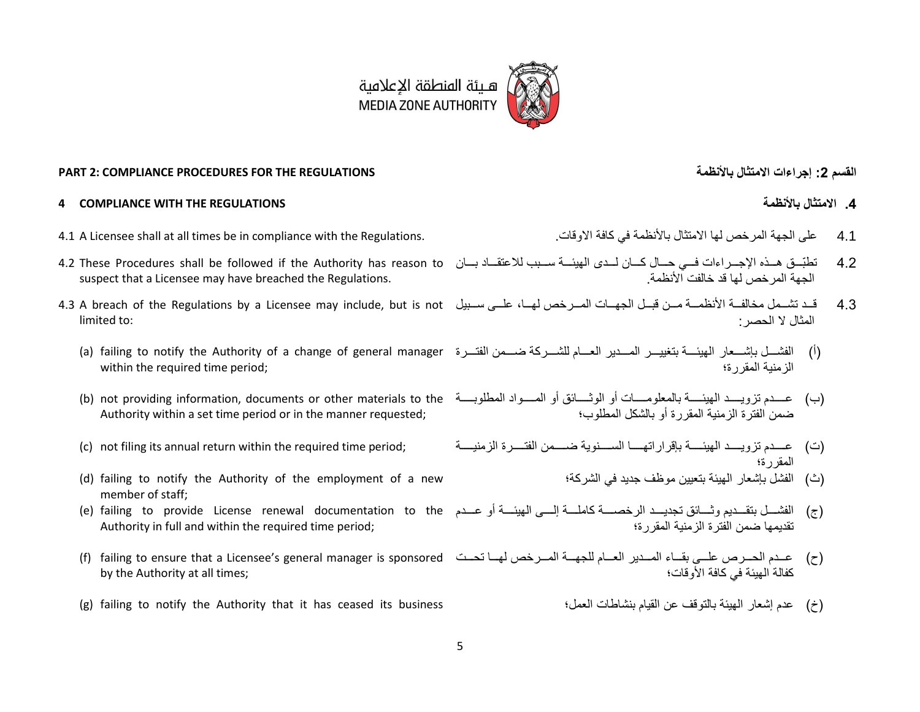هيئة المنطقة الإعلامية
MEDIA ZONE AUTHORITY

## PART 2: COMPLIANCE PROCEDURES FOR THE REGULATIONS

## القسم 2: إجراءات الامتثال بالأنظمة

### 4 COMPLIANCE WITH THE REGULATIONS

### 4. الامتثال بالأنظمة

4.1 A Licensee shall at all times be in compliance with the Regulations.

4.1 على الجهة المرخص لها الامتثال بالأنظمة في كافة الاوقات.

4.2 These Procedures shall be followed if the Authority has reason to suspect that a Licensee may have breached the Regulations.

4.2 تطبّق هذه الإجراءات في حال كان لدى الهيئة سبب للاعتقاد بان الجهة المرخص لها قد خالفت الأنظمة.

4.3 A breach of the Regulations by a Licensee may include, but is not limited to:

4.3 قد تشمل مخالفة الأنظمة من قبل الجهات المرخص لها، على سبيل المثال لا الحصر:

(a) failing to notify the Authority of a change of general manager within the required time period;

(أ) الفشل بإشعار الهيئة بتغيير المدير العام للشركة ضمن الفترة الزمنية المقررة؛

(b) not providing information, documents or other materials to the Authority within a set time period or in the manner requested;

(ب) عدم تزويد الهيئة بالمعلومات أو الوثائق أو المواد المطلوبة ضمن الفترة الزمنية المقررة أو بالشكل المطلوب؛

(c) not filing its annual return within the required time period;

(ت) عدم تزويد الهيئة بإقراراتها السنوية ضمن الفترة الزمنية المقررة؛

(d) failing to notify the Authority of the employment of a new member of staff;

(ث) الفشل بإشعار الهيئة بتعيين موظف جديد في الشركة؛

(e) failing to provide License renewal documentation to the Authority in full and within the required time period;

(ج) الفشل بتقديم وثائق تجديد الرخصة كاملة إلى الهيئة أو عدم تقديمها ضمن الفترة الزمنية المقررة؛

(f) failing to ensure that a Licensee's general manager is sponsored by the Authority at all times;

(ح) عدم الحرص على بقاء المدير العام للجهة المرخص لها تحت كفالة الهيئة في كافة الأوقات؛

(g) failing to notify the Authority that it has ceased its business

(خ) عدم إشعار الهيئة بالتوقف عن القيام بنشاطات العمل؛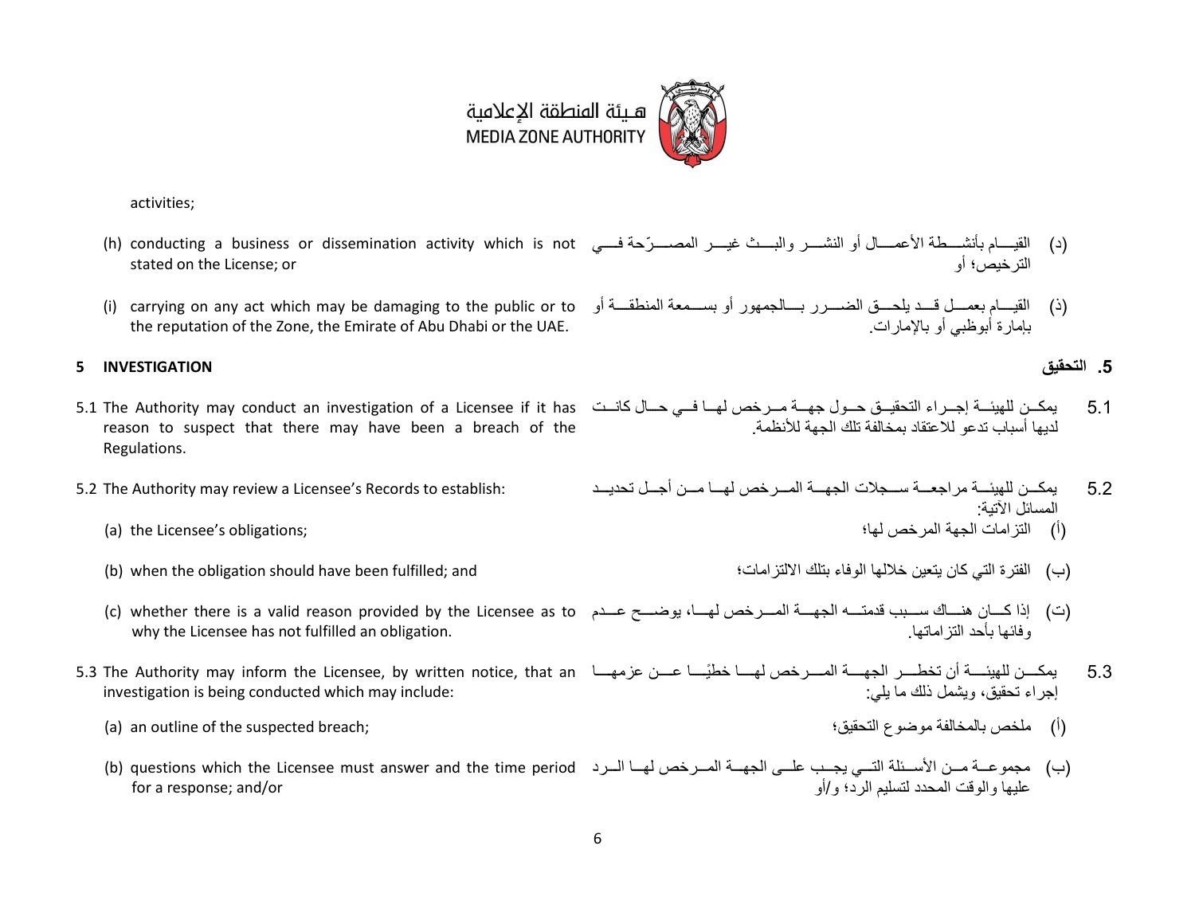activities;

(h) conducting a business or dissemination activity which is not stated on the License; or

(i) carrying on any act which may be damaging to the public or to the reputation of the Zone, the Emirate of Abu Dhabi or the UAE.

(د) القيـام بأنشـطة الأعمـال أو النشـر والبـث غيـر المصـرّحة فـي الترخيص؛ أو

(ذ) القيـام بعمـل قـد يلحـق الضـرر بـالجمهور أو بسـمعة المنطقـة أو بإمارة أبوظبي أو بالإمارات.

## 5 INVESTIGATION

## 5. التحقيق

5.1 The Authority may conduct an investigation of a Licensee if it has reason to suspect that there may have been a breach of the Regulations.

5.1 يمكـن للهيئـة إجـراء التحقيـق حـول جهـة مـرخص لهـا فـي حـال كانـت لديها أسباب تدعو للاعتقاد بمخالفة تلك الجهة للأنظمة.

5.2 The Authority may review a Licensee's Records to establish:

(a) the Licensee's obligations;

(b) when the obligation should have been fulfilled; and

(c) whether there is a valid reason provided by the Licensee as to why the Licensee has not fulfilled an obligation.

5.2 يمكـن للهيئـة مراجعـة سـجلات الجهـة المـرخص لهـا مـن أجـل تحديـد المسائل الآتية:

(أ) التزامات الجهة المرخص لها؛

(ب) الفترة التي كان يتعين خلالها الوفاء بتلك الالتزامات؛

(ت) إذا كـان هنـاك سـبب قدمتـه الجهـة المـرخص لهـا، يوضـح عـدم وفائها بأحد التزاماتها.

5.3 The Authority may inform the Licensee, by written notice, that an investigation is being conducted which may include:

(a) an outline of the suspected breach;

(b) questions which the Licensee must answer and the time period for a response; and/or

5.3 يمكـن للهيئـة أن تخطـر الجهـة المـرخص لهـا خطيًـا عـن عزمهـا إجراء تحقيق، ويشمل ذلك ما يلي:

(أ) ملخص بالمخالفة موضوع التحقيق؛

(ب) مجموعـة مـن الأسـئلة التـي يجـب علـى الجهـة المـرخص لهـا الـرد عليها والوقت المحدد لتسليم الرد؛ و/أو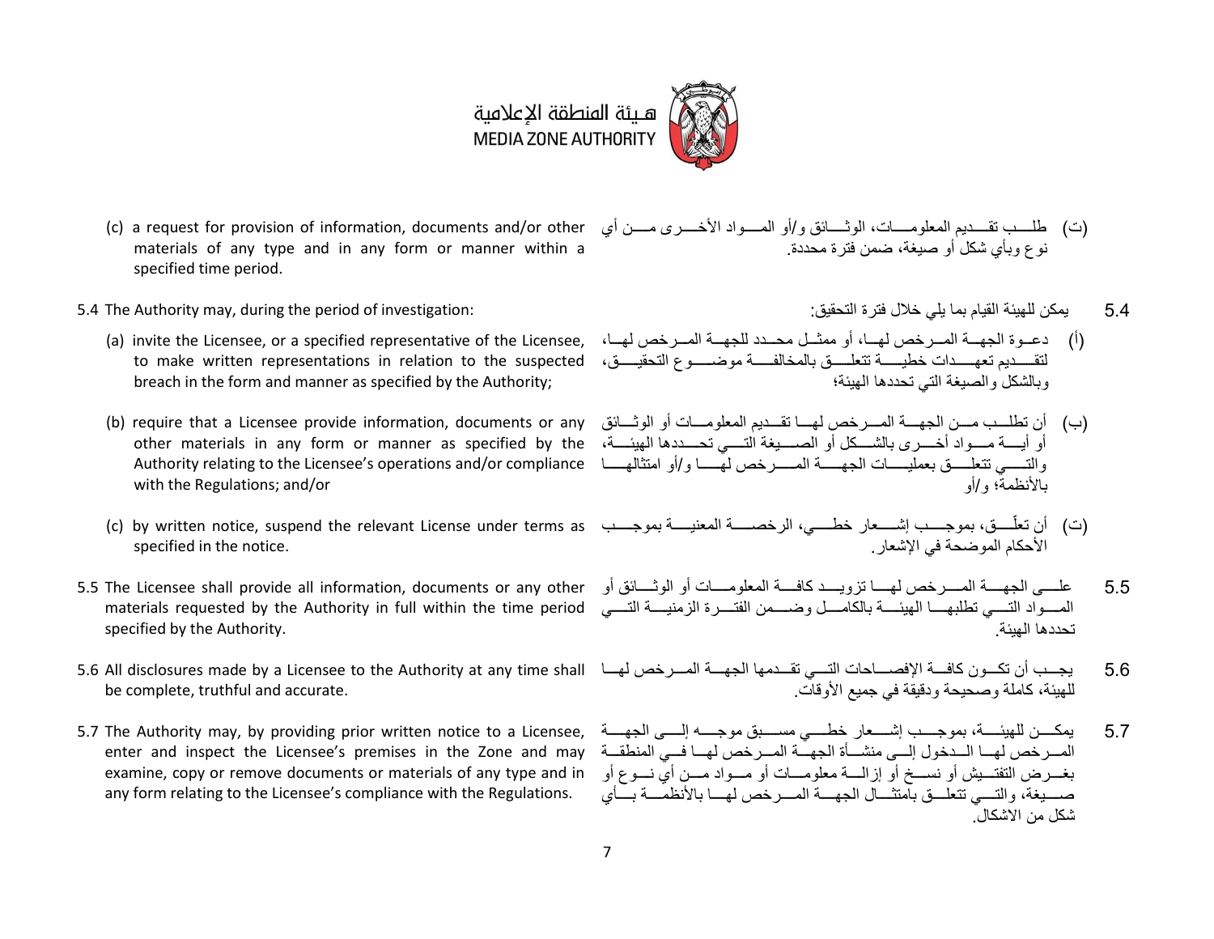(c) a request for provision of information, documents and/or other materials of any type and in any form or manner within a specified time period.

(ت) طلب تقديم المعلومات، الوثائق و/أو المواد الأخرى من أي نوع وبأي شكل أو صيغة، ضمن فترة محددة.

5.4 The Authority may, during the period of investigation:

5.4 يمكن للهيئة القيام بما يلي خلال فترة التحقيق:

(a) invite the Licensee, or a specified representative of the Licensee, to make written representations in relation to the suspected breach in the form and manner as specified by the Authority;

(أ) دعوة الجهة المرخص لها، أو ممثل محدد للجهة المرخص لها، لتقديم تعهدات خطية تتعلق بالمخالفة موضوع التحقيق، وبالشكل والصيغة التي تحددها الهيئة؛

(b) require that a Licensee provide information, documents or any other materials in any form or manner as specified by the Authority relating to the Licensee's operations and/or compliance with the Regulations; and/or

(ب) أن تطلب من الجهة المرخص لها تقديم المعلومات أو الوثائق أو أية مواد أخرى بالشكل أو الصيغة التي تحددها الهيئة، والتي تتعلق بعمليات الجهة المرخص لها و/أو امتثالها بالأنظمة؛ و/أو

(c) by written notice, suspend the relevant License under terms as specified in the notice.

(ت) أن تعلّق، بموجب إشعار خطي، الرخصة المعنية بموجب الأحكام الموضحة في الإشعار.

5.5 The Licensee shall provide all information, documents or any other materials requested by the Authority in full within the time period specified by the Authority.

5.5 على الجهة المرخص لها تزويد كافة المعلومات أو الوثائق أو المواد التي تطلبها الهيئة بالكامل وضمن الفترة الزمنية التي تحددها الهيئة.

5.6 All disclosures made by a Licensee to the Authority at any time shall be complete, truthful and accurate.

5.6 يجب أن تكون كافة الإفصاحات التي تقدمها الجهة المرخص لها للهيئة، كاملة وصحيحة ودقيقة في جميع الأوقات.

5.7 The Authority may, by providing prior written notice to a Licensee, enter and inspect the Licensee's premises in the Zone and may examine, copy or remove documents or materials of any type and in any form relating to the Licensee's compliance with the Regulations.

5.7 يمكن للهيئة، بموجب إشعار خطي مسبق موجه إلى الجهة المرخص لها الدخول إلى منشأة الجهة المرخص لها في المنطقة بغرض التفتيش أو نسخ أو إزالة معلومات أو مواد من أي نوع أو صيغة، والتي تتعلق بامتثال الجهة المرخص لها بالأنظمة بأي شكل من الاشكال.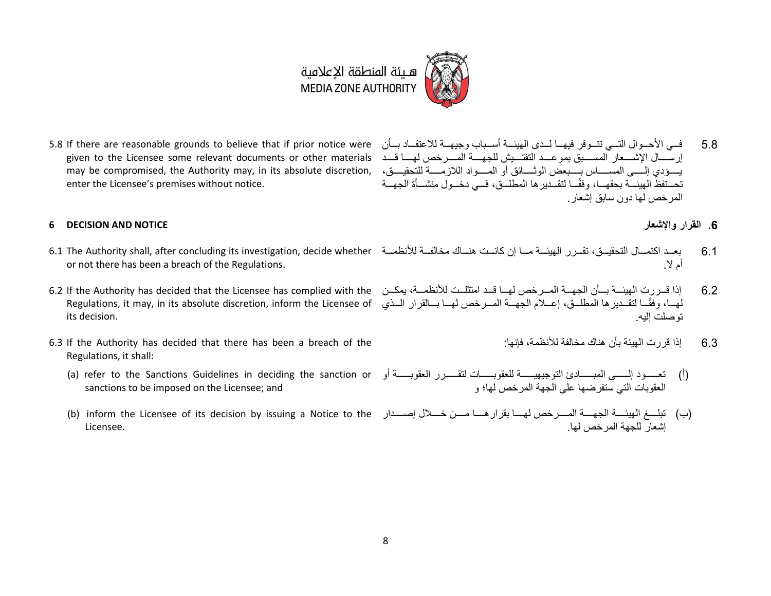5.8 If there are reasonable grounds to believe that if prior notice were given to the Licensee some relevant documents or other materials may be compromised, the Authority may, in its absolute discretion, enter the Licensee's premises without notice.

5.8 في الأحوال التي تتوفر فيها لدى الهيئة أسباب وجيهة للاعتقاد بأن إرسال الإشعار المسبق بموعد التفتيش للجهة المرخص لها قد يؤدي إلى المساس ببعض الوثائق أو المواد اللازمة للتحقيق، تحتفظ الهيئة بحقها، وفقًا لتقديرها المطلق، في دخول منشأة الجهة المرخص لها دون سابق إشعار.

## 6 DECISION AND NOTICE

## 6. القرار والإشعار

6.1 The Authority shall, after concluding its investigation, decide whether or not there has been a breach of the Regulations.

6.1 بعد اكتمال التحقيق، تقرر الهيئة ما إن كانت هناك مخالفة للأنظمة أم لا.

6.2 If the Authority has decided that the Licensee has complied with the Regulations, it may, in its absolute discretion, inform the Licensee of its decision.

6.2 إذا قررت الهيئة بأن الجهة المرخص لها قد امتثلت للأنظمة، يمكن لها، وفقًا لتقديرها المطلق، إعلام الجهة المرخص لها بالقرار الذي توصلت إليه.

6.3 If the Authority has decided that there has been a breach of the Regulations, it shall:

(a) refer to the Sanctions Guidelines in deciding the sanction or sanctions to be imposed on the Licensee; and

(b) inform the Licensee of its decision by issuing a Notice to the Licensee.

6.3 إذا قررت الهيئة بأن هناك مخالفة للأنظمة، فإنها:

(أ) تعود إلى المبادئ التوجيهية للعقوبات لتقرر العقوبة أو العقوبات التي ستفرضها على الجهة المرخص لها؛ و

(ب) تبلغ الهيئة الجهة المرخص لها بقرارها من خلال إصدار إشعار للجهة المرخص لها.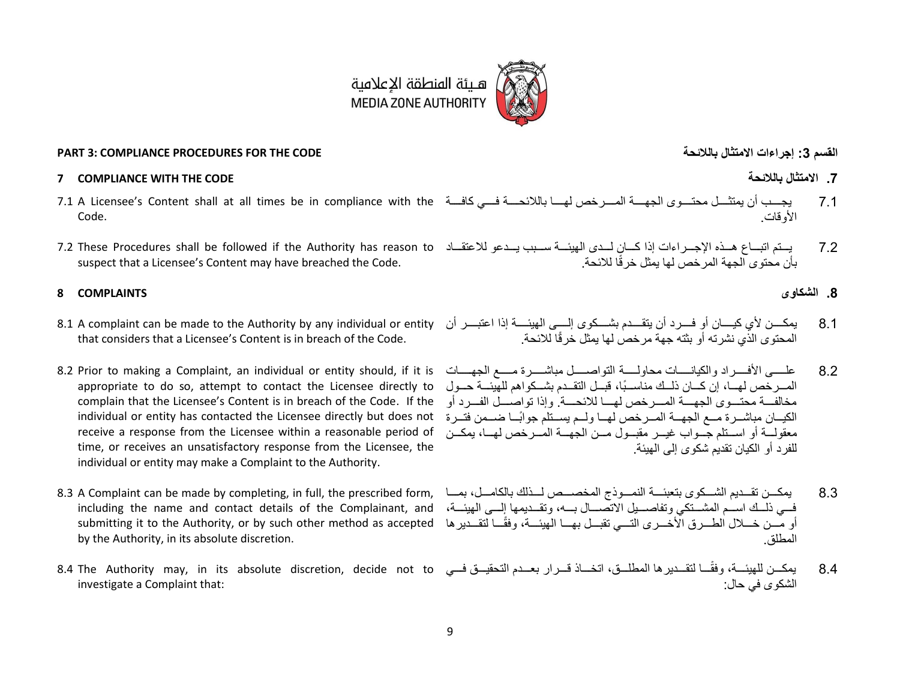هيئة المنطقة الإعلامية
MEDIA ZONE AUTHORITY

## PART 3: COMPLIANCE PROCEDURES FOR THE CODE

## القسم 3: إجراءات الامتثال باللائحة

### 7 COMPLIANCE WITH THE CODE

### 7. الامتثال باللائحة

7.1 A Licensee's Content shall at all times be in compliance with the Code.

7.1 يجب أن يمتثل محتوى الجهة المرخص لها باللائحة في كافة الأوقات.

7.2 These Procedures shall be followed if the Authority has reason to suspect that a Licensee's Content may have breached the Code.

7.2 يتم اتباع هذه الإجراءات إذا كان لدى الهيئة سبب يدعو للاعتقاد بأن محتوى الجهة المرخص لها يمثل خرقًا للائحة.

### 8 COMPLAINTS

### 8. الشكاوى

8.1 A complaint can be made to the Authority by any individual or entity that considers that a Licensee's Content is in breach of the Code.

8.1 يمكن لأي كيان أو فرد أن يتقدم بشكوى إلى الهيئة إذا اعتبر أن المحتوى الذي نشرته أو بثته جهة مرخص لها يمثل خرقًا للائحة.

8.2 Prior to making a Complaint, an individual or entity should, if it is appropriate to do so, attempt to contact the Licensee directly to complain that the Licensee's Content is in breach of the Code. If the individual or entity has contacted the Licensee directly but does not receive a response from the Licensee within a reasonable period of time, or receives an unsatisfactory response from the Licensee, the individual or entity may make a Complaint to the Authority.

8.2 على الأفراد والكيانات محاولة التواصل مباشرة مع الجهات المرخص لها، إن كان ذلك مناسبًا، قبل التقدم بشكواهم للهيئة حول مخالفة محتوى الجهة المرخص لها للائحة. وإذا تواصل الفرد أو الكيان مباشرة مع الجهة المرخص لها ولم يستلم جوابًا ضمن فترة معقولة أو استلم جواب غير مقبول من الجهة المرخص لها، يمكن للفرد أو الكيان تقديم شكوى إلى الهيئة.

8.3 A Complaint can be made by completing, in full, the prescribed form, including the name and contact details of the Complainant, and submitting it to the Authority, or by such other method as accepted by the Authority, in its absolute discretion.

8.3 يمكن تقديم الشكوى بتعبئة النموذج المخصص لذلك بالكامل، بما في ذلك اسم المشتكي وتفاصيل الاتصال به، وتقديمها إلى الهيئة، أو من خلال الطرق الأخرى التي تقبل بها الهيئة، وفقًا لتقديرها المطلق.

8.4 The Authority may, in its absolute discretion, decide not to investigate a Complaint that:

8.4 يمكن للهيئة، وفقًا لتقديرها المطلق، اتخاذ قرار بعدم التحقيق في الشكوى في حال: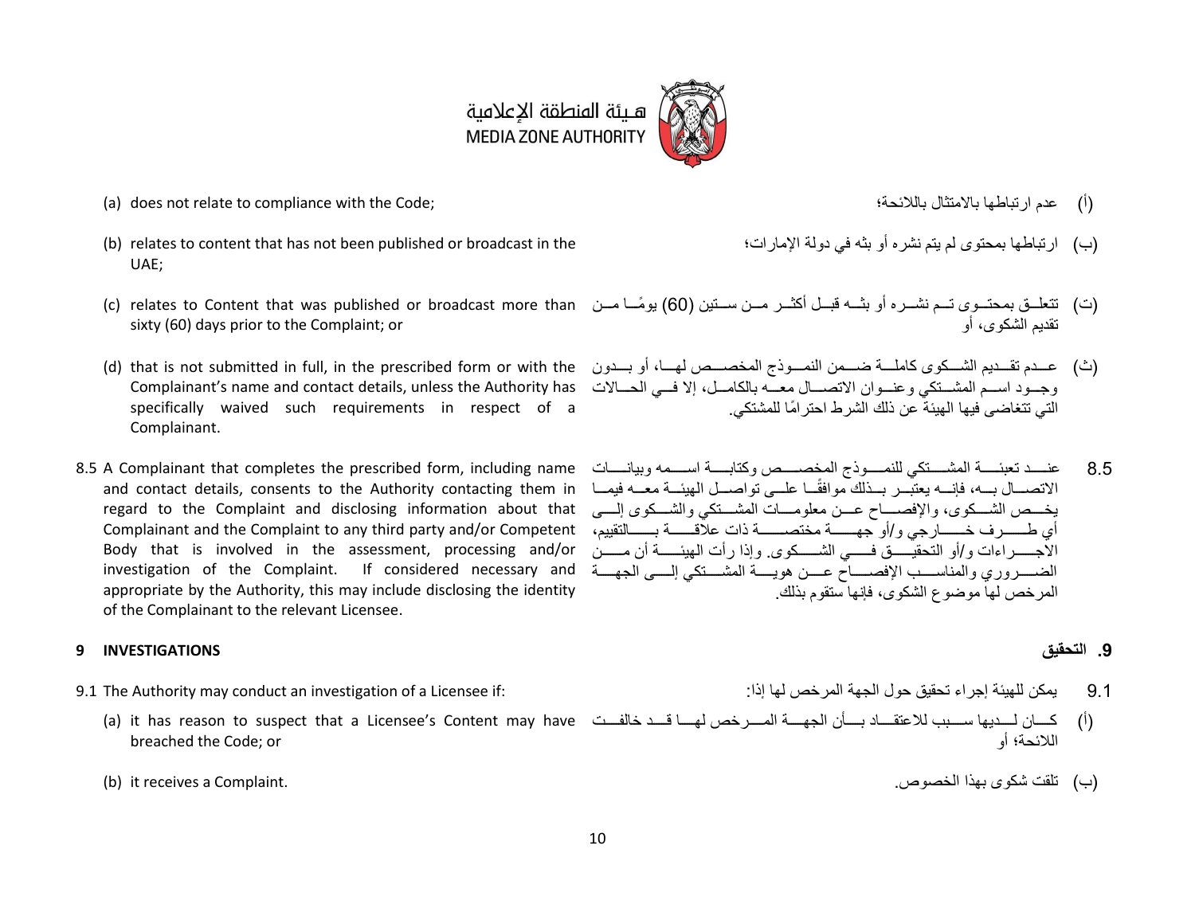(a) does not relate to compliance with the Code;

(أ) عدم ارتباطها بالامتثال باللائحة؛

(b) relates to content that has not been published or broadcast in the UAE;

(ب) ارتباطها بمحتوى لم يتم نشره أو بثه في دولة الإمارات؛

(c) relates to Content that was published or broadcast more than sixty (60) days prior to the Complaint; or

(ت) تتعلق بمحتوى تم نشره أو بثه قبل أكثر من ستين (60) يومًا من تقديم الشكوى، أو

(d) that is not submitted in full, in the prescribed form or with the Complainant's name and contact details, unless the Authority has specifically waived such requirements in respect of a Complainant.

(ث) عدم تقديم الشكوى كاملة ضمن النموذج المخصص لها، أو بدون وجود اسم المشتكي وعنوان الاتصال معه بالكامل، إلا في الحالات التي تتغاضى فيها الهيئة عن ذلك الشرط احترامًا للمشتكي.

8.5 A Complainant that completes the prescribed form, including name and contact details, consents to the Authority contacting them in regard to the Complaint and disclosing information about that Complainant and the Complaint to any third party and/or Competent Body that is involved in the assessment, processing and/or investigation of the Complaint. If considered necessary and appropriate by the Authority, this may include disclosing the identity of the Complainant to the relevant Licensee.

8.5 عند تعبئة المشتكي للنموذج المخصص وكتابة اسمه وبيانات الاتصال به، فإنه يعتبر بذلك موافقًا على تواصل الهيئة معه فيما يخص الشكوى، والإفصاح عن معلومات المشتكي والشكوى إلى أي طرف خارجي و/أو جهة مختصة ذات علاقة بالتقييم، الاجراءات و/أو التحقيق في الشكوى. وإذا رأت الهيئة أن من الضروري والمناسب الإفصاح عن هوية المشتكي إلى الجهة المرخص لها موضوع الشكوى، فإنها ستقوم بذلك.

## 9 INVESTIGATIONS

## 9. التحقيق

9.1 The Authority may conduct an investigation of a Licensee if:

9.1 يمكن للهيئة إجراء تحقيق حول الجهة المرخص لها إذا:

(a) it has reason to suspect that a Licensee's Content may have breached the Code; or

(أ) كان لديها سبب للاعتقاد بأن الجهة المرخص لها قد خالفت اللائحة؛ أو

(b) it receives a Complaint.

(ب) تلقت شكوى بهذا الخصوص.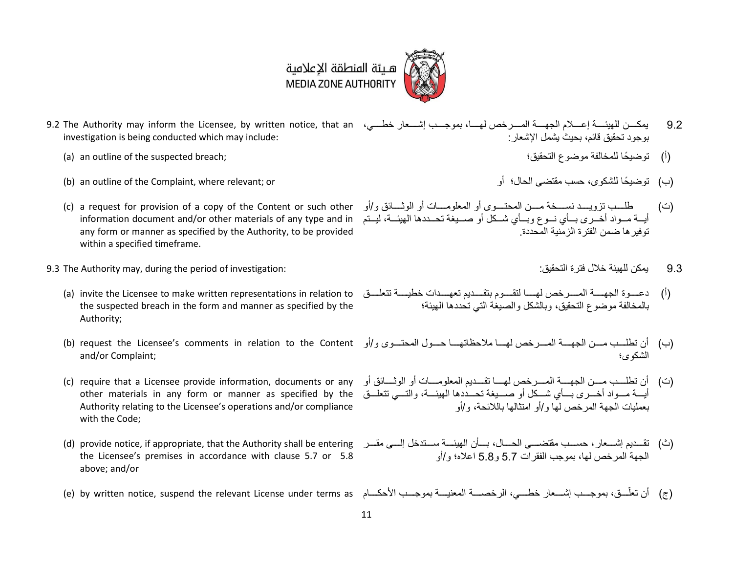هيئة المنطقة الإعلامية
MEDIA ZONE AUTHORITY

9.2 The Authority may inform the Licensee, by written notice, that an investigation is being conducted which may include:

(a) an outline of the suspected breach;

(b) an outline of the Complaint, where relevant; or

(c) a request for provision of a copy of the Content or such other information document and/or other materials of any type and in any form or manner as specified by the Authority, to be provided within a specified timeframe.

9.3 The Authority may, during the period of investigation:

(a) invite the Licensee to make written representations in relation to the suspected breach in the form and manner as specified by the Authority;

(b) request the Licensee's comments in relation to the Content and/or Complaint;

(c) require that a Licensee provide information, documents or any other materials in any form or manner as specified by the Authority relating to the Licensee's operations and/or compliance with the Code;

(d) provide notice, if appropriate, that the Authority shall be entering the Licensee's premises in accordance with clause 5.7 or 5.8 above; and/or

(e) by written notice, suspend the relevant License under terms as

9.2 يمكـــن للهيئـــة إعـــلام الجهـــة المـــرخص لهـــا، بموجـــب إشـــعار خطـــي، بوجود تحقيق قائم، بحيث يشمل الإشعار:

(أ) توضيحًا للمخالفة موضوع التحقيق؛

(ب) توضيحًا للشكوى، حسب مقتضى الحال؛ أو

(ت) طلـــب تزويـــد نســـخة مـــن المحتـــوى أو المعلومـــات أو الوثـــائق و/أو أيـــة مـــواد أخـــرى بـــأي نـــوع وبـــأي شـــكل أو صـــيغة تحـــددها الهيئـــة، ليـــتم توفيرها ضمن الفترة الزمنية المحددة.

9.3 يمكن للهيئة خلال فترة التحقيق:

(أ) دعـــوة الجهـــة المـــرخص لهـــا لتقـــوم بتقـــديم تعهـــدات خطيـــة تتعلـــق بالمخالفة موضوع التحقيق، وبالشكل والصيغة التي تحددها الهيئة؛

(ب) أن تطلـــب مـــن الجهـــة المـــرخص لهـــا ملاحظاتهـــا حـــول المحتـــوى و/أو الشكوى؛

(ت) أن تطلـــب مـــن الجهـــة المـــرخص لهـــا تقـــديم المعلومـــات أو الوثـــائق أو أيـــة مـــواد أخـــرى بـــأي شـــكل أو صـــيغة تحـــددها الهيئـــة، والتـــي تتعلـــق بعمليات الجهة المرخص لها و/أو امتثالها باللائحة، و/أو

(ث) تقـــديم إشـــعار، حســـب مقتضـــى الحـــال، بـــأن الهيئـــة ســـتدخل إلـــى مقـــر الجهة المرخص لها، بموجب الفقرات 5.7 و5.8 اعلاه؛ و/أو

(ج) أن تعلّـــق، بموجـــب إشـــعار خطـــي، الرخصـــة المعنيـــة بموجـــب الأحكـــام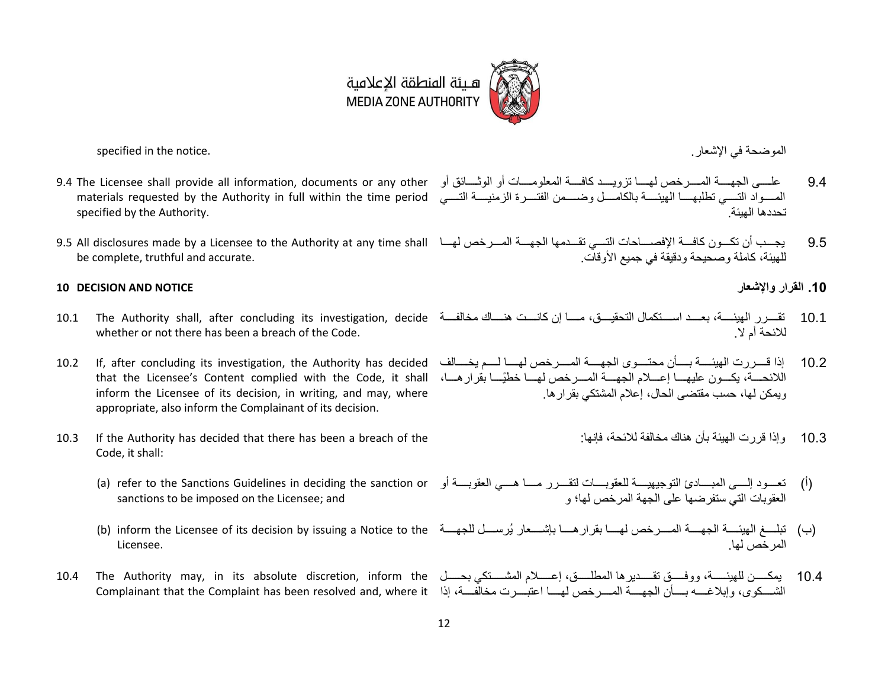specified in the notice.

الموضحة في الإشعار.

9.4 The Licensee shall provide all information, documents or any other materials requested by the Authority in full within the time period specified by the Authority.

9.4 علــى الجهــة المــرخص لهــا تزويــد كافــة المعلومــات أو الوثــائق أو المــواد التــي تطلبهــا الهيئــة بالكامــل وضــمن الفتــرة الزمنيــة التــي تحددها الهيئة.

9.5 All disclosures made by a Licensee to the Authority at any time shall be complete, truthful and accurate.

9.5 يجــب أن تكــون كافــة الإفصــاحات التــي تقــدمها الجهــة المــرخص لهــا للهيئة، كاملة وصحيحة ودقيقة في جميع الأوقات.

**10 DECISION AND NOTICE**

**10. القرار والإشعار**

10.1 The Authority shall, after concluding its investigation, decide whether or not there has been a breach of the Code.

10.1 تقــرر الهيئــة، بعــد اســتكمال التحقيــق، مــا إن كانــت هنــاك مخالفــة للائحة أم لا.

10.2 If, after concluding its investigation, the Authority has decided that the Licensee's Content complied with the Code, it shall inform the Licensee of its decision, in writing, and may, where appropriate, also inform the Complainant of its decision.

10.2 إذا قــررت الهيئــة بــأن محتــوى الجهــة المــرخص لهــا لــم يخــالف اللائحــة، يكــون عليهــا إعــلام الجهــة المــرخص لهــا خطيًــا بقرارهــا، ويمكن لها، حسب مقتضى الحال، إعلام المشتكي بقرارها.

10.3 If the Authority has decided that there has been a breach of the Code, it shall:

10.3 وإذا قررت الهيئة بأن هناك مخالفة للائحة، فإنها:

(a) refer to the Sanctions Guidelines in deciding the sanction or sanctions to be imposed on the Licensee; and

(أ) تعــود إلــى المبــادئ التوجيهيــة للعقوبــات لتقــرر مــا هــي العقوبــة أو العقوبات التي ستفرضها على الجهة المرخص لها؛ و

(b) inform the Licensee of its decision by issuing a Notice to the Licensee.

(ب) تبلــغ الهيئــة الجهــة المــرخص لهــا بقرارهــا بإشــعار يُرســل للجهــة المرخص لها.

10.4 The Authority may, in its absolute discretion, inform the Complainant that the Complaint has been resolved and, where it

10.4 يمكــن للهيئــة، ووفــق تقــديرها المطلــق، إعــلام المشــتكي بحــل الشــكوى، وإبلاغــه بــأن الجهــة المــرخص لهــا اعتبــرت مخالفــة، إذا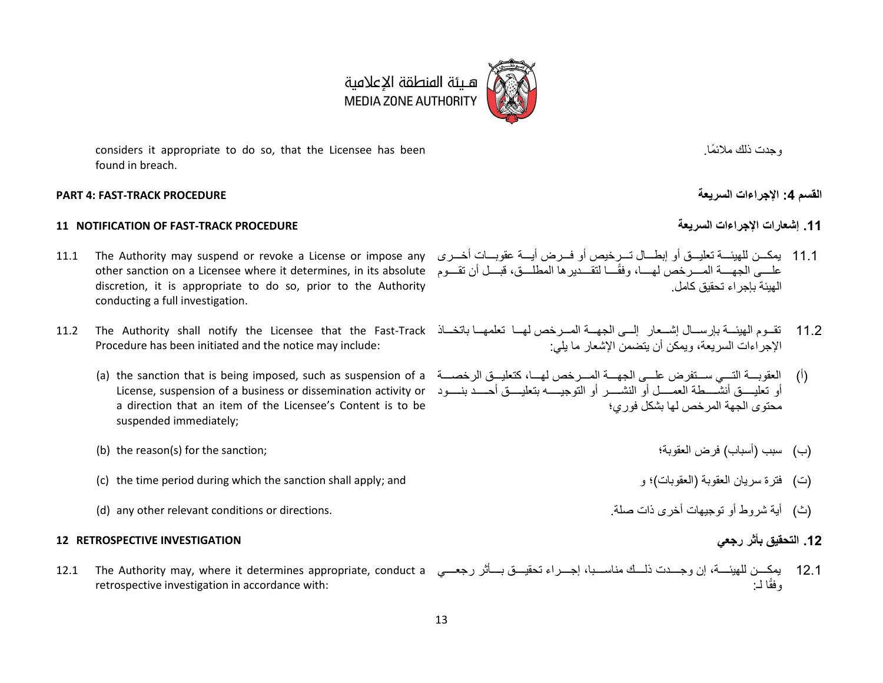considers it appropriate to do so, that the Licensee has been found in breach.

وجدت ذلك ملائمًا.

## PART 4: FAST-TRACK PROCEDURE

## القسم 4: الإجراءات السريعة

### 11 NOTIFICATION OF FAST-TRACK PROCEDURE

### 11. إشعارات الإجراءات السريعة

11.1 The Authority may suspend or revoke a License or impose any other sanction on a Licensee where it determines, in its absolute discretion, it is appropriate to do so, prior to the Authority conducting a full investigation.

11.1 يمكن للهيئة تعليق أو إبطال ترخيص أو فرض أية عقوبات أخرى على الجهة المرخص لها، وفقًا لتقديرها المطلق، قبل أن تقوم الهيئة بإجراء تحقيق كامل.

11.2 The Authority shall notify the Licensee that the Fast-Track Procedure has been initiated and the notice may include:

11.2 تقوم الهيئة بإرسال إشعار إلى الجهة المرخص لها تعلمها باتخاذ الإجراءات السريعة، ويمكن أن يتضمن الإشعار ما يلي:

(a) the sanction that is being imposed, such as suspension of a License, suspension of a business or dissemination activity or a direction that an item of the Licensee's Content is to be suspended immediately;

(أ) العقوبة التي ستفرض على الجهة المرخص لها، كتعليق الرخصة أو تعليق أنشطة العمل أو النشر أو التوجيه بتعليق أحد بنود محتوى الجهة المرخص لها بشكل فوري؛

(b) the reason(s) for the sanction;

(ب) سبب (أسباب) فرض العقوبة؛

(c) the time period during which the sanction shall apply; and

(ت) فترة سريان العقوبة (العقوبات)؛ و

(d) any other relevant conditions or directions.

(ث) أية شروط أو توجيهات أخرى ذات صلة.

### 12 RETROSPECTIVE INVESTIGATION

### 12. التحقيق بأثر رجعي

12.1 The Authority may, where it determines appropriate, conduct a retrospective investigation in accordance with:

12.1 يمكن للهيئة، إن وجدت ذلك مناسبا، إجراء تحقيق بأثر رجعي وفقًا لـ: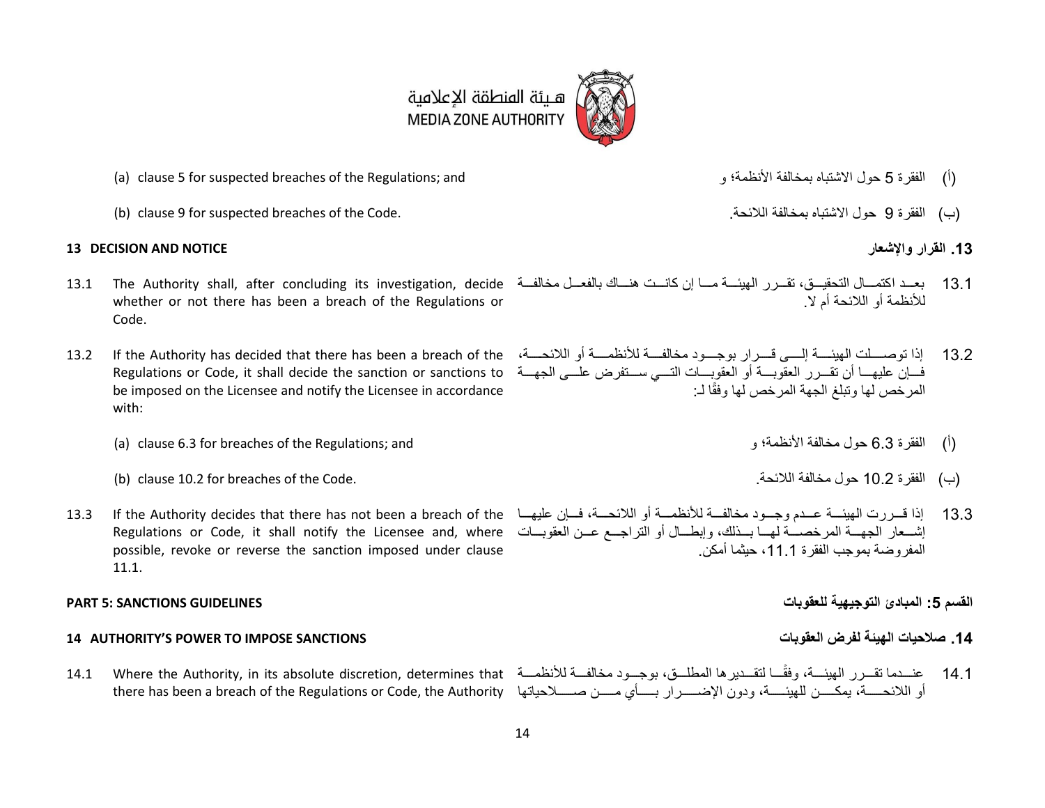(a) clause 5 for suspected breaches of the Regulations; and

(أ) الفقرة 5 حول الاشتباه بمخالفة الأنظمة؛ و

(b) clause 9 for suspected breaches of the Code.

(ب) الفقرة 9 حول الاشتباه بمخالفة اللائحة.

## 13 DECISION AND NOTICE

## 13. القرار والإشعار

13.1 The Authority shall, after concluding its investigation, decide whether or not there has been a breach of the Regulations or Code.

13.1 بعد اكتمال التحقيق، تقرر الهيئة ما إن كانت هناك بالفعل مخالفة للأنظمة أو اللائحة أم لا.

13.2 If the Authority has decided that there has been a breach of the Regulations or Code, it shall decide the sanction or sanctions to be imposed on the Licensee and notify the Licensee in accordance with:

13.2 إذا توصلت الهيئة إلى قرار بوجود مخالفة للأنظمة أو اللائحة، فإن عليها أن تقرر العقوبة أو العقوبات التي ستفرض على الجهة المرخص لها وتبلغ الجهة المرخص لها وفقًا لـ:

(a) clause 6.3 for breaches of the Regulations; and

(أ) الفقرة 6.3 حول مخالفة الأنظمة؛ و

(b) clause 10.2 for breaches of the Code.

(ب) الفقرة 10.2 حول مخالفة اللائحة.

13.3 If the Authority decides that there has not been a breach of the Regulations or Code, it shall notify the Licensee and, where possible, revoke or reverse the sanction imposed under clause 11.1.

13.3 إذا قررت الهيئة عدم وجود مخالفة للأنظمة أو اللائحة، فإن عليها إشعار الجهة المرخصة لها بذلك، وإبطال أو التراجع عن العقوبات المفروضة بموجب الفقرة 11.1، حيثما أمكن.

# PART 5: SANCTIONS GUIDELINES

# القسم 5: المبادئ التوجيهية للعقوبات

## 14 AUTHORITY'S POWER TO IMPOSE SANCTIONS

## 14. صلاحيات الهيئة لفرض العقوبات

14.1 Where the Authority, in its absolute discretion, determines that there has been a breach of the Regulations or Code, the Authority

14.1 عندما تقرر الهيئة، وفقًا لتقديرها المطلق، بوجود مخالفة للأنظمة أو اللائحة، يمكن للهيئة، ودون الإضرار بأي من صلاحياتها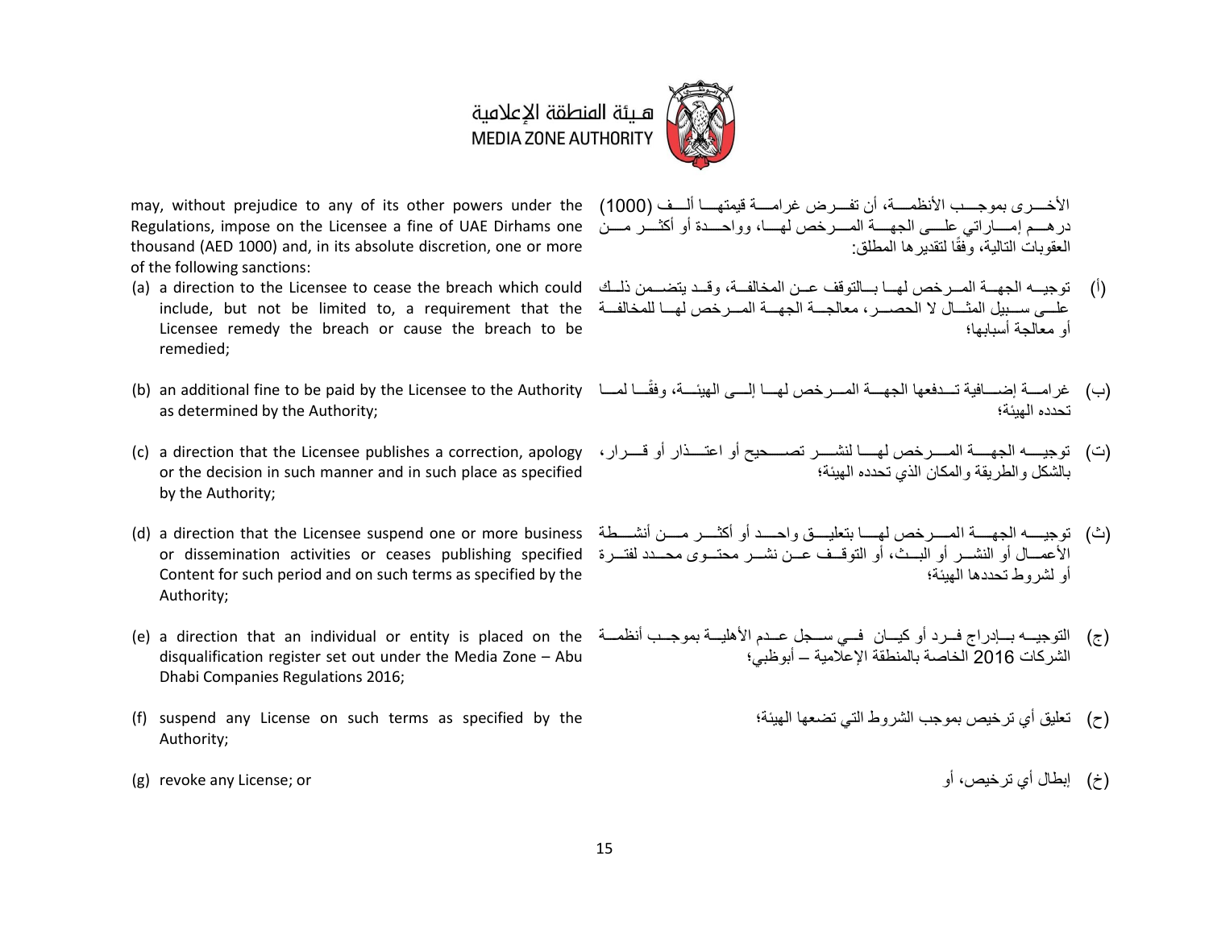may, without prejudice to any of its other powers under the Regulations, impose on the Licensee a fine of UAE Dirhams one thousand (AED 1000) and, in its absolute discretion, one or more of the following sanctions:

(a) a direction to the Licensee to cease the breach which could include, but not be limited to, a requirement that the Licensee remedy the breach or cause the breach to be remedied;

(b) an additional fine to be paid by the Licensee to the Authority as determined by the Authority;

(c) a direction that the Licensee publishes a correction, apology or the decision in such manner and in such place as specified by the Authority;

(d) a direction that the Licensee suspend one or more business or dissemination activities or ceases publishing specified Content for such period and on such terms as specified by the Authority;

(e) a direction that an individual or entity is placed on the disqualification register set out under the Media Zone – Abu Dhabi Companies Regulations 2016;

(f) suspend any License on such terms as specified by the Authority;

(g) revoke any License; or

الأخرى بموجب الأنظمة، أن تفرض غرامة قيمتها ألف (1000) درهم إماراتي على الجهة المرخص لها، وواحدة أو أكثر من العقوبات التالية، وفقًا لتقديرها المطلق:

(أ) توجيه الجهة المرخص لها بالتوقف عن المخالفة، وقد يتضمن ذلك على سبيل المثال لا الحصر، معالجة الجهة المرخص لها للمخالفة أو معالجة أسبابها؛

(ب) غرامة إضافية تدفعها الجهة المرخص لها إلى الهيئة، وفقًا لما تحدده الهيئة؛

(ت) توجيه الجهة المرخص لها لنشر تصحيح أو اعتذار أو قرار، بالشكل والطريقة والمكان الذي تحدده الهيئة؛

(ث) توجيه الجهة المرخص لها بتعليق واحد أو أكثر من أنشطة الأعمال أو النشر أو البث، أو التوقف عن نشر محتوى محدد لفترة أو لشروط تحددها الهيئة؛

(ج) التوجيه بإدراج فرد أو كيان في سجل عدم الأهلية بموجب أنظمة الشركات 2016 الخاصة بالمنطقة الإعلامية – أبوظبي؛

(ح) تعليق أي ترخيص بموجب الشروط التي تضعها الهيئة؛

(خ) إبطال أي ترخيص، أو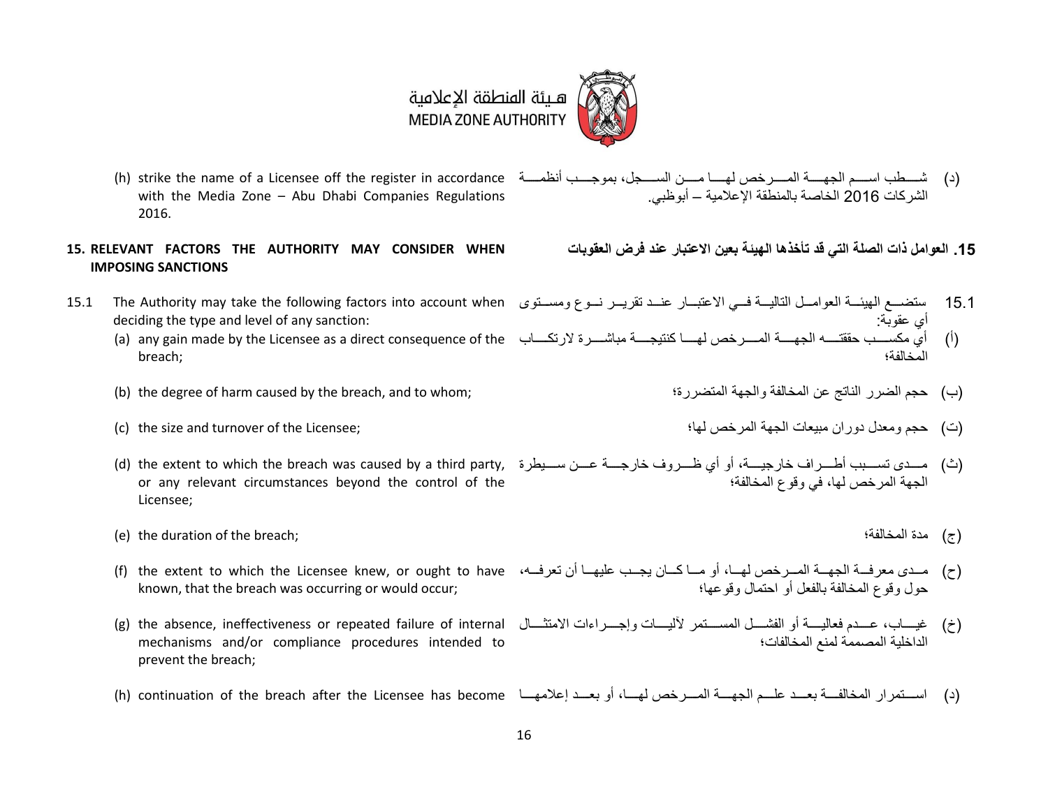(h) strike the name of a Licensee off the register in accordance with the Media Zone – Abu Dhabi Companies Regulations 2016.

(د) شطب اسم الجهة المرخص لها من السجل، بموجب أنظمة الشركات 2016 الخاصة بالمنطقة الإعلامية – أبوظبي.

## 15. RELEVANT FACTORS THE AUTHORITY MAY CONSIDER WHEN IMPOSING SANCTIONS

## 15. العوامل ذات الصلة التي قد تأخذها الهيئة بعين الاعتبار عند فرض العقوبات

15.1 The Authority may take the following factors into account when deciding the type and level of any sanction:

(a) any gain made by the Licensee as a direct consequence of the breach;

(b) the degree of harm caused by the breach, and to whom;

(c) the size and turnover of the Licensee;

(d) the extent to which the breach was caused by a third party, or any relevant circumstances beyond the control of the Licensee;

(e) the duration of the breach;

(f) the extent to which the Licensee knew, or ought to have known, that the breach was occurring or would occur;

(g) the absence, ineffectiveness or repeated failure of internal mechanisms and/or compliance procedures intended to prevent the breach;

(h) continuation of the breach after the Licensee has become

15.1 ستضع الهيئة العوامل التالية في الاعتبار عند تقرير نوع ومستوى أي عقوبة:

(أ) أي مكسب حققته الجهة المرخص لها كنتيجة مباشرة لارتكاب المخالفة؛

(ب) حجم الضرر الناتج عن المخالفة والجهة المتضررة؛

(ت) حجم ومعدل دوران مبيعات الجهة المرخص لها؛

(ث) مدى تسبب أطراف خارجية، أو أي ظروف خارجة عن سيطرة الجهة المرخص لها، في وقوع المخالفة؛

(ج) مدة المخالفة؛

(ح) مدى معرفة الجهة المرخص لها، أو ما كان يجب عليها أن تعرفه، حول وقوع المخالفة بالفعل أو احتمال وقوعها؛

(خ) غياب، عدم فعالية أو الفشل المستمر لآليات وإجراءات الامتثال الداخلية المصممة لمنع المخالفات؛

(د) استمرار المخالفة بعد علم الجهة المرخص لها، أو بعد إعلامها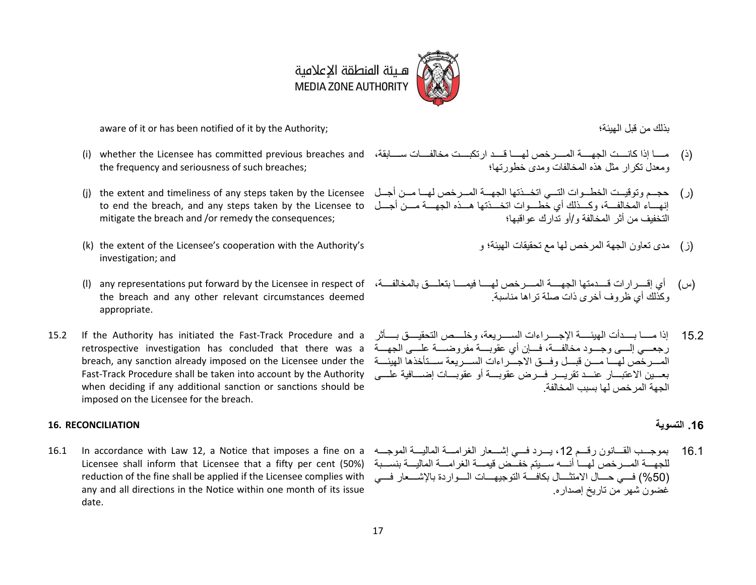aware of it or has been notified of it by the Authority;

بذلك من قبل الهيئة؛

(i) whether the Licensee has committed previous breaches and the frequency and seriousness of such breaches;

(ذ) ما إذا كانت الجهة المرخص لها قد ارتكبت مخالفات سابقة، ومعدل تكرار مثل هذه المخالفات ومدى خطورتها؛

(j) the extent and timeliness of any steps taken by the Licensee to end the breach, and any steps taken by the Licensee to mitigate the breach and /or remedy the consequences;

(ر) حجم وتوقيت الخطوات التي اتخذتها الجهة المرخص لها من أجل إنهاء المخالفة، وكذلك أي خطوات اتخذتها هذه الجهة من أجل التخفيف من أثر المخالفة و/أو تدارك عواقبها؛

(k) the extent of the Licensee's cooperation with the Authority's investigation; and

(ز) مدى تعاون الجهة المرخص لها مع تحقيقات الهيئة؛ و

(l) any representations put forward by the Licensee in respect of the breach and any other relevant circumstances deemed appropriate.

(س) أي إقرارات قدمتها الجهة المرخص لها فيما يتعلق بالمخالفة، وكذلك أي ظروف أخرى ذات صلة تراها مناسبة.

15.2 If the Authority has initiated the Fast-Track Procedure and a retrospective investigation has concluded that there was a breach, any sanction already imposed on the Licensee under the Fast-Track Procedure shall be taken into account by the Authority when deciding if any additional sanction or sanctions should be imposed on the Licensee for the breach.

15.2 إذا ما بدأت الهيئة الإجراءات السريعة، وخلص التحقيق بأثر رجعي إلى وجود مخالفة، فإن أي عقوبة مفروضة على الجهة المرخص لها من قبل وفق الاجراءات السريعة ستأخذها الهيئة بعين الاعتبار عند تقرير فرض عقوبة أو عقوبات إضافية على الجهة المرخص لها بسبب المخالفة.

## 16. RECONCILIATION

## 16. التسوية

16.1 In accordance with Law 12, a Notice that imposes a fine on a Licensee shall inform that Licensee that a fifty per cent (50%) reduction of the fine shall be applied if the Licensee complies with any and all directions in the Notice within one month of its issue date.

16.1 بموجب القانون رقم 12، يرد في إشعار الغرامة المالية الموجه للجهة المرخص لها أنه سيتم خفض قيمة الغرامة المالية بنسبة (50%) في حال الامتثال بكافة التوجيهات الواردة بالإشعار في غضون شهر من تاريخ إصداره.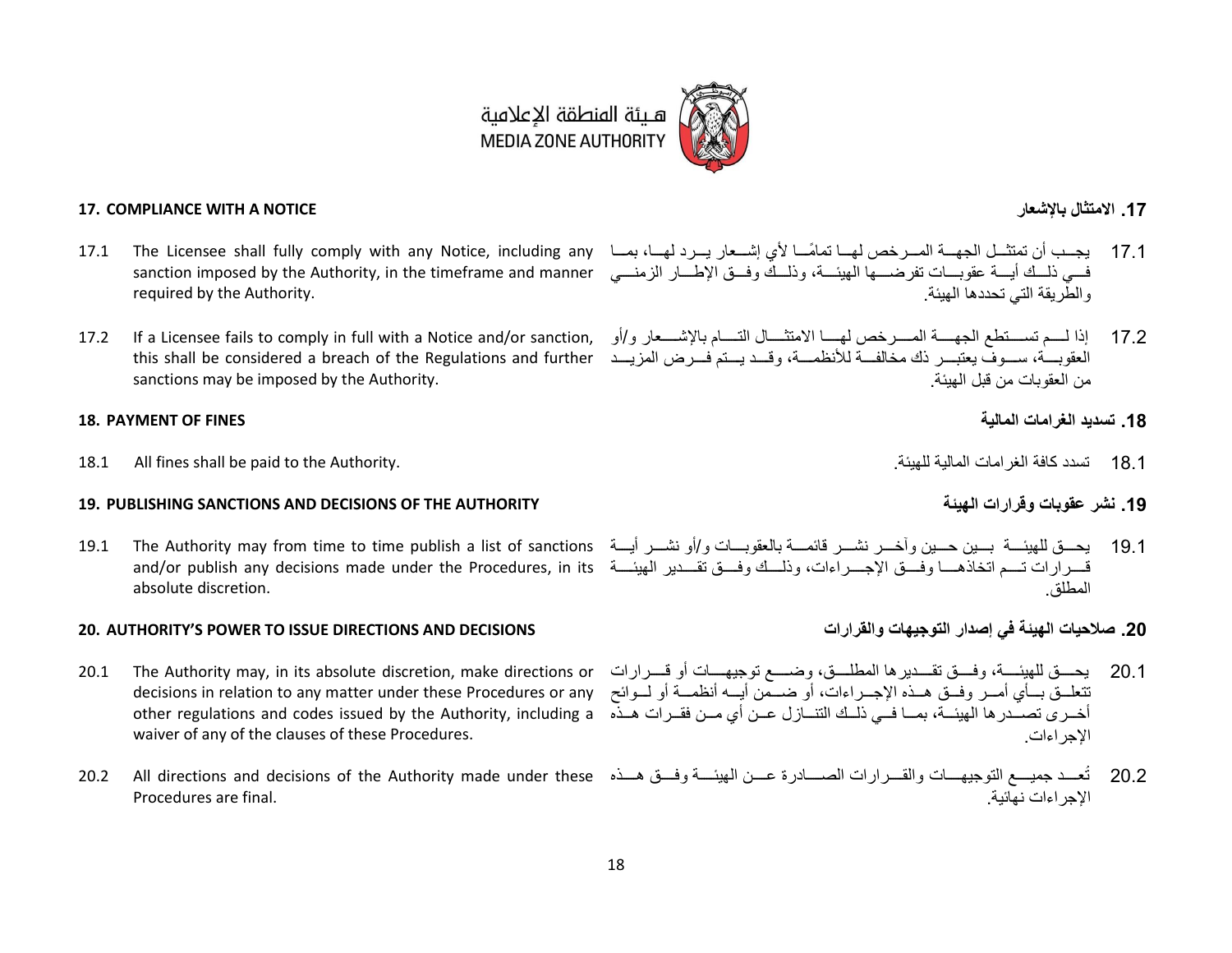هيئة المنطقة الإعلامية
MEDIA ZONE AUTHORITY

## 17. COMPLIANCE WITH A NOTICE

## 17. الامتثال بالإشعار

17.1 The Licensee shall fully comply with any Notice, including any sanction imposed by the Authority, in the timeframe and manner required by the Authority.

17.1 يجب أن تمتثل الجهة المرخص لها تمامًا لأي إشعار يرد لها، بما في ذلك أية عقوبات تفرضها الهيئة، وذلك وفق الإطار الزمني والطريقة التي تحددها الهيئة.

17.2 If a Licensee fails to comply in full with a Notice and/or sanction, this shall be considered a breach of the Regulations and further sanctions may be imposed by the Authority.

17.2 إذا لم تستطع الجهة المرخص لها الامتثال التام بالإشعار و/أو العقوبة، سوف يعتبر ذلك مخالفة للأنظمة، وقد يتم فرض المزيد من العقوبات من قبل الهيئة.

## 18. PAYMENT OF FINES

## 18. تسديد الغرامات المالية

18.1 All fines shall be paid to the Authority.

18.1 تسدد كافة الغرامات المالية للهيئة.

## 19. PUBLISHING SANCTIONS AND DECISIONS OF THE AUTHORITY

## 19. نشر عقوبات وقرارات الهيئة

19.1 The Authority may from time to time publish a list of sanctions and/or publish any decisions made under the Procedures, in its absolute discretion.

19.1 يحق للهيئة بين حين وآخر نشر قائمة بالعقوبات و/أو نشر أية قرارات تم اتخاذها وفق الإجراءات، وذلك وفق تقدير الهيئة المطلق.

## 20. AUTHORITY'S POWER TO ISSUE DIRECTIONS AND DECISIONS

## 20. صلاحيات الهيئة في إصدار التوجيهات والقرارات

20.1 The Authority may, in its absolute discretion, make directions or decisions in relation to any matter under these Procedures or any other regulations and codes issued by the Authority, including a waiver of any of the clauses of these Procedures.

20.1 يحق للهيئة، وفق تقديرها المطلق، وضع توجيهات أو قرارات تتعلق بأي أمر وفق هذه الإجراءات، أو ضمن أيه أنظمة أو لوائح أخرى تصدرها الهيئة، بما في ذلك التنازل عن أي من فقرات هذه الإجراءات.

20.2 All directions and decisions of the Authority made under these Procedures are final.

20.2 تُعد جميع التوجيهات والقرارات الصادرة عن الهيئة وفق هذه الإجراءات نهائية.